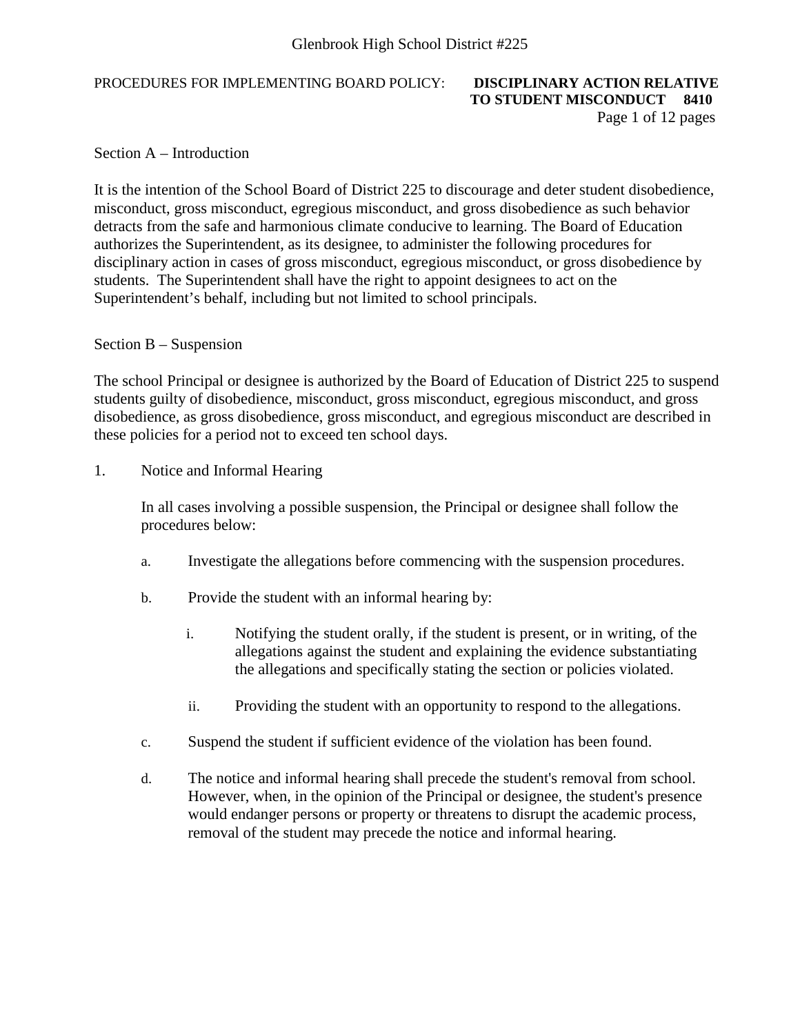# Glenbrook High School District #225

PROCEDURES FOR IMPLEMENTING BOARD POLICY: **DISCIPLINARY ACTION RELATIVE TO STUDENT MISCONDUCT 8410**

## Section A – Introduction

It is the intention of the School Board of District 225 to discourage and deter student disobedience, misconduct, gross misconduct, egregious misconduct, and gross disobedience as such behavior detracts from the safe and harmonious climate conducive to learning. The Board of Education authorizes the Superintendent, as its designee, to administer the following procedures for disciplinary action in cases of gross misconduct, egregious misconduct, or gross disobedience by students. The Superintendent shall have the right to appoint designees to act on the Superintendent's behalf, including but not limited to school principals.

## Section B – Suspension

The school Principal or designee is authorized by the Board of Education of District 225 to suspend students guilty of disobedience, misconduct, gross misconduct, egregious misconduct, and gross disobedience, as gross disobedience, gross misconduct, and egregious misconduct are described in these policies for a period not to exceed ten school days.

1. Notice and Informal Hearing

   In all cases involving a possible suspension, the Principal or designee shall follow the procedures below:

   a. Investigate the allegations before commencing with the suspension procedures.

   b. Provide the student with an informal hearing by:

      i. Notifying the student orally, if the student is present, or in writing, of the allegations against the student and explaining the evidence substantiating the allegations and specifically stating the section or policies violated.

      ii. Providing the student with an opportunity to respond to the allegations.

   c. Suspend the student if sufficient evidence of the violation has been found.

   d. The notice and informal hearing shall precede the student's removal from school. However, when, in the opinion of the Principal or designee, the student's presence would endanger persons or property or threatens to disrupt the academic process, removal of the student may precede the notice and informal hearing.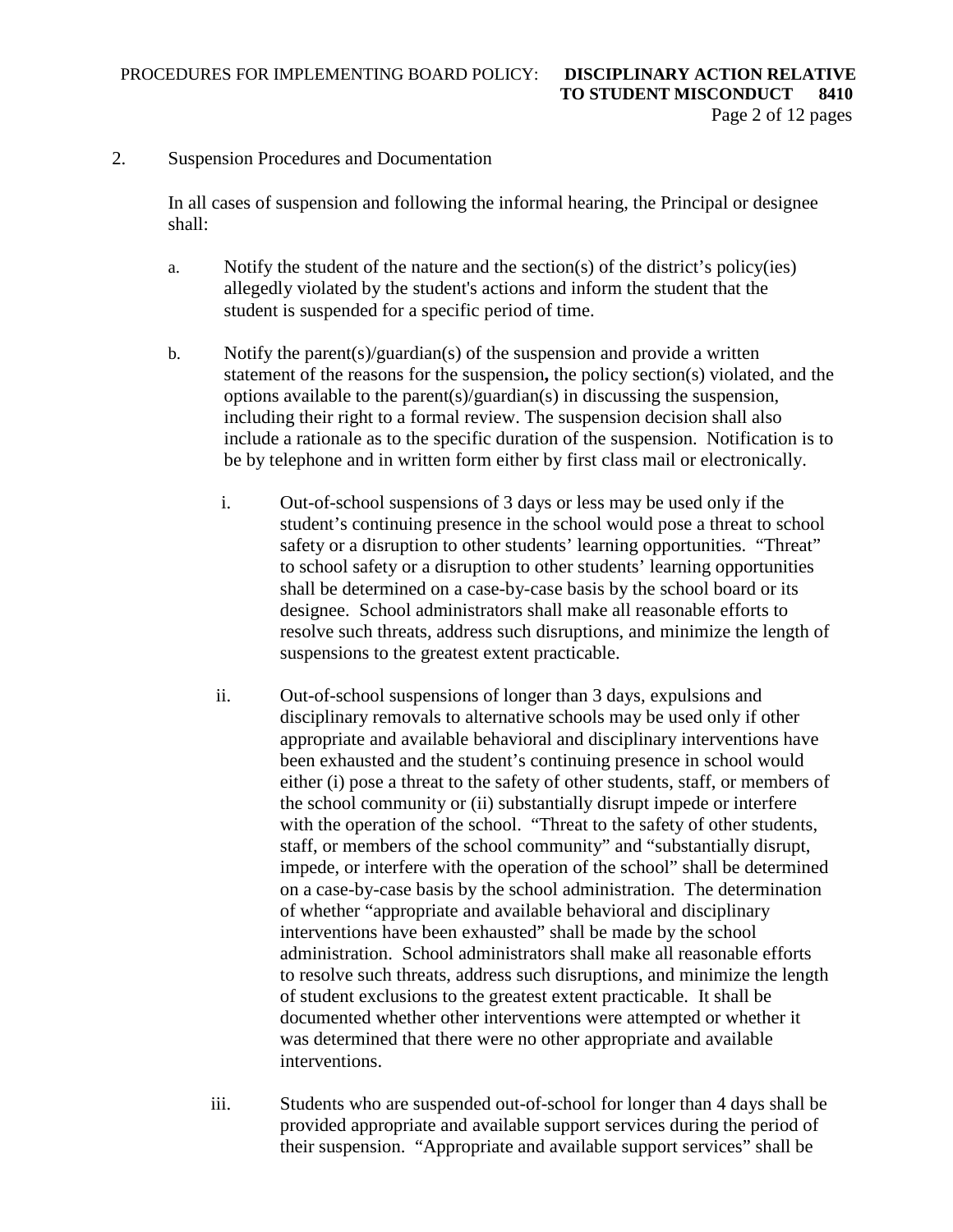2. Suspension Procedures and Documentation

In all cases of suspension and following the informal hearing, the Principal or designee shall:

a. Notify the student of the nature and the section(s) of the district's policy(ies) allegedly violated by the student's actions and inform the student that the student is suspended for a specific period of time.

b. Notify the parent(s)/guardian(s) of the suspension and provide a written statement of the reasons for the suspension**,** the policy section(s) violated, and the options available to the parent(s)/guardian(s) in discussing the suspension, including their right to a formal review. The suspension decision shall also include a rationale as to the specific duration of the suspension. Notification is to be by telephone and in written form either by first class mail or electronically.

   i. Out-of-school suspensions of 3 days or less may be used only if the student's continuing presence in the school would pose a threat to school safety or a disruption to other students' learning opportunities. "Threat" to school safety or a disruption to other students' learning opportunities shall be determined on a case-by-case basis by the school board or its designee. School administrators shall make all reasonable efforts to resolve such threats, address such disruptions, and minimize the length of suspensions to the greatest extent practicable.

   ii. Out-of-school suspensions of longer than 3 days, expulsions and disciplinary removals to alternative schools may be used only if other appropriate and available behavioral and disciplinary interventions have been exhausted and the student's continuing presence in school would either (i) pose a threat to the safety of other students, staff, or members of the school community or (ii) substantially disrupt impede or interfere with the operation of the school. "Threat to the safety of other students, staff, or members of the school community" and "substantially disrupt, impede, or interfere with the operation of the school" shall be determined on a case-by-case basis by the school administration. The determination of whether "appropriate and available behavioral and disciplinary interventions have been exhausted" shall be made by the school administration. School administrators shall make all reasonable efforts to resolve such threats, address such disruptions, and minimize the length of student exclusions to the greatest extent practicable. It shall be documented whether other interventions were attempted or whether it was determined that there were no other appropriate and available interventions.

   iii. Students who are suspended out-of-school for longer than 4 days shall be provided appropriate and available support services during the period of their suspension. "Appropriate and available support services" shall be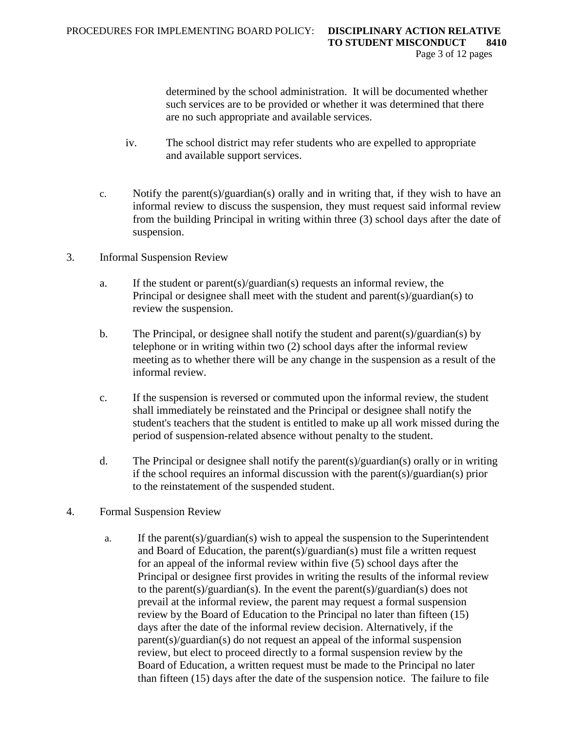determined by the school administration. It will be documented whether such services are to be provided or whether it was determined that there are no such appropriate and available services.

iv. The school district may refer students who are expelled to appropriate and available support services.

c. Notify the parent(s)/guardian(s) orally and in writing that, if they wish to have an informal review to discuss the suspension, they must request said informal review from the building Principal in writing within three (3) school days after the date of suspension.

3. Informal Suspension Review

   a. If the student or parent(s)/guardian(s) requests an informal review, the Principal or designee shall meet with the student and parent(s)/guardian(s) to review the suspension.

   b. The Principal, or designee shall notify the student and parent(s)/guardian(s) by telephone or in writing within two (2) school days after the informal review meeting as to whether there will be any change in the suspension as a result of the informal review.

   c. If the suspension is reversed or commuted upon the informal review, the student shall immediately be reinstated and the Principal or designee shall notify the student's teachers that the student is entitled to make up all work missed during the period of suspension-related absence without penalty to the student.

   d. The Principal or designee shall notify the parent(s)/guardian(s) orally or in writing if the school requires an informal discussion with the parent(s)/guardian(s) prior to the reinstatement of the suspended student.

4. Formal Suspension Review

   a. If the parent(s)/guardian(s) wish to appeal the suspension to the Superintendent and Board of Education, the parent(s)/guardian(s) must file a written request for an appeal of the informal review within five (5) school days after the Principal or designee first provides in writing the results of the informal review to the parent(s)/guardian(s). In the event the parent(s)/guardian(s) does not prevail at the informal review, the parent may request a formal suspension review by the Board of Education to the Principal no later than fifteen (15) days after the date of the informal review decision. Alternatively, if the parent(s)/guardian(s) do not request an appeal of the informal suspension review, but elect to proceed directly to a formal suspension review by the Board of Education, a written request must be made to the Principal no later than fifteen (15) days after the date of the suspension notice. The failure to file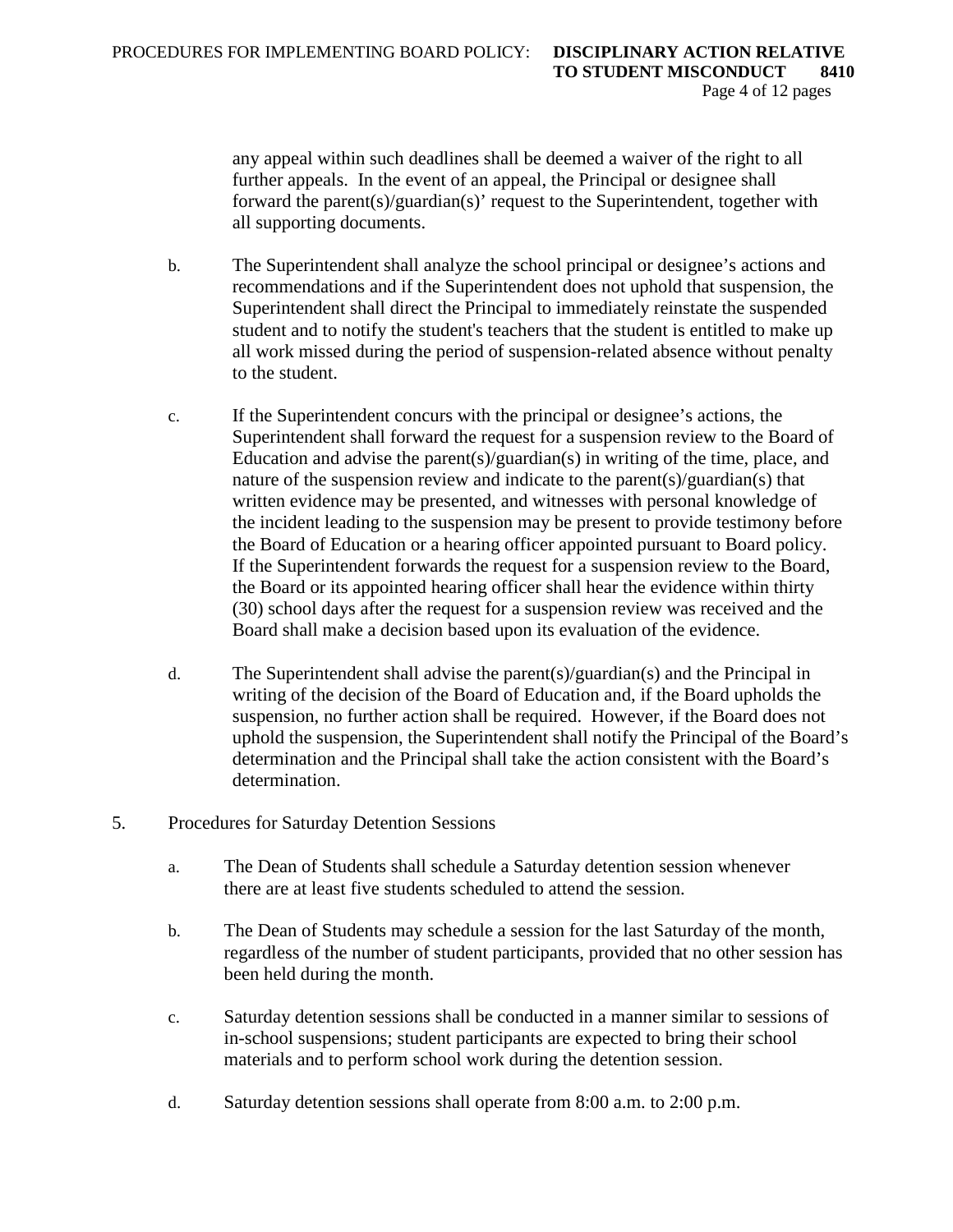any appeal within such deadlines shall be deemed a waiver of the right to all further appeals. In the event of an appeal, the Principal or designee shall forward the parent(s)/guardian(s)' request to the Superintendent, together with all supporting documents.

b. The Superintendent shall analyze the school principal or designee's actions and recommendations and if the Superintendent does not uphold that suspension, the Superintendent shall direct the Principal to immediately reinstate the suspended student and to notify the student's teachers that the student is entitled to make up all work missed during the period of suspension-related absence without penalty to the student.

c. If the Superintendent concurs with the principal or designee's actions, the Superintendent shall forward the request for a suspension review to the Board of Education and advise the parent(s)/guardian(s) in writing of the time, place, and nature of the suspension review and indicate to the parent(s)/guardian(s) that written evidence may be presented, and witnesses with personal knowledge of the incident leading to the suspension may be present to provide testimony before the Board of Education or a hearing officer appointed pursuant to Board policy. If the Superintendent forwards the request for a suspension review to the Board, the Board or its appointed hearing officer shall hear the evidence within thirty (30) school days after the request for a suspension review was received and the Board shall make a decision based upon its evaluation of the evidence.

d. The Superintendent shall advise the parent(s)/guardian(s) and the Principal in writing of the decision of the Board of Education and, if the Board upholds the suspension, no further action shall be required. However, if the Board does not uphold the suspension, the Superintendent shall notify the Principal of the Board's determination and the Principal shall take the action consistent with the Board's determination.

5. Procedures for Saturday Detention Sessions

a. The Dean of Students shall schedule a Saturday detention session whenever there are at least five students scheduled to attend the session.

b. The Dean of Students may schedule a session for the last Saturday of the month, regardless of the number of student participants, provided that no other session has been held during the month.

c. Saturday detention sessions shall be conducted in a manner similar to sessions of in-school suspensions; student participants are expected to bring their school materials and to perform school work during the detention session.

d. Saturday detention sessions shall operate from 8:00 a.m. to 2:00 p.m.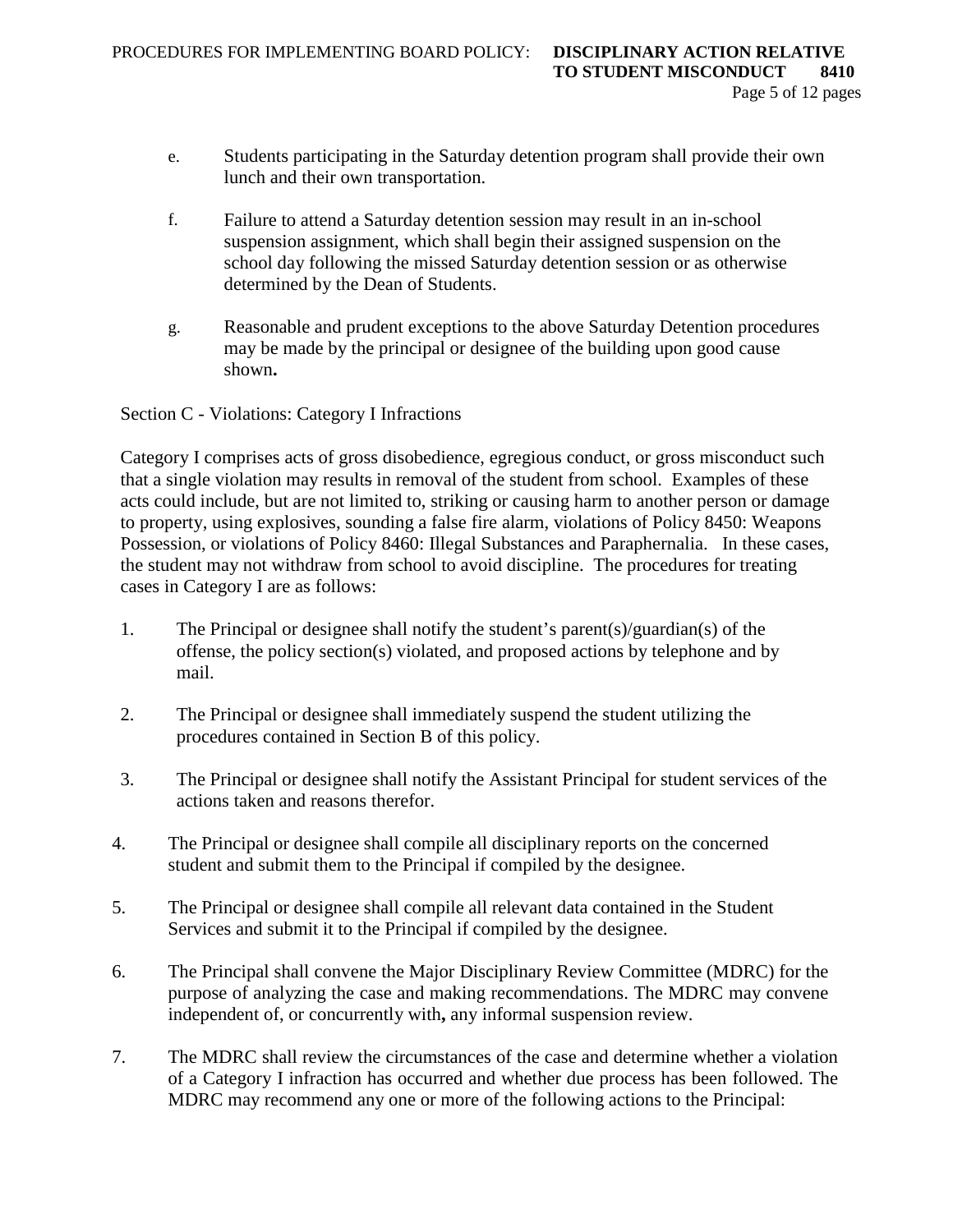e. Students participating in the Saturday detention program shall provide their own lunch and their own transportation.

f. Failure to attend a Saturday detention session may result in an in-school suspension assignment, which shall begin their assigned suspension on the school day following the missed Saturday detention session or as otherwise determined by the Dean of Students.

g. Reasonable and prudent exceptions to the above Saturday Detention procedures may be made by the principal or designee of the building upon good cause shown**.**

Section C - Violations: Category I Infractions

Category I comprises acts of gross disobedience, egregious conduct, or gross misconduct such that a single violation may results in removal of the student from school. Examples of these acts could include, but are not limited to, striking or causing harm to another person or damage to property, using explosives, sounding a false fire alarm, violations of Policy 8450: Weapons Possession, or violations of Policy 8460: Illegal Substances and Paraphernalia. In these cases, the student may not withdraw from school to avoid discipline. The procedures for treating cases in Category I are as follows:

1. The Principal or designee shall notify the student's parent(s)/guardian(s) of the offense, the policy section(s) violated, and proposed actions by telephone and by mail.

2. The Principal or designee shall immediately suspend the student utilizing the procedures contained in Section B of this policy.

3. The Principal or designee shall notify the Assistant Principal for student services of the actions taken and reasons therefor.

4. The Principal or designee shall compile all disciplinary reports on the concerned student and submit them to the Principal if compiled by the designee.

5. The Principal or designee shall compile all relevant data contained in the Student Services and submit it to the Principal if compiled by the designee.

6. The Principal shall convene the Major Disciplinary Review Committee (MDRC) for the purpose of analyzing the case and making recommendations. The MDRC may convene independent of, or concurrently with**,** any informal suspension review.

7. The MDRC shall review the circumstances of the case and determine whether a violation of a Category I infraction has occurred and whether due process has been followed. The MDRC may recommend any one or more of the following actions to the Principal: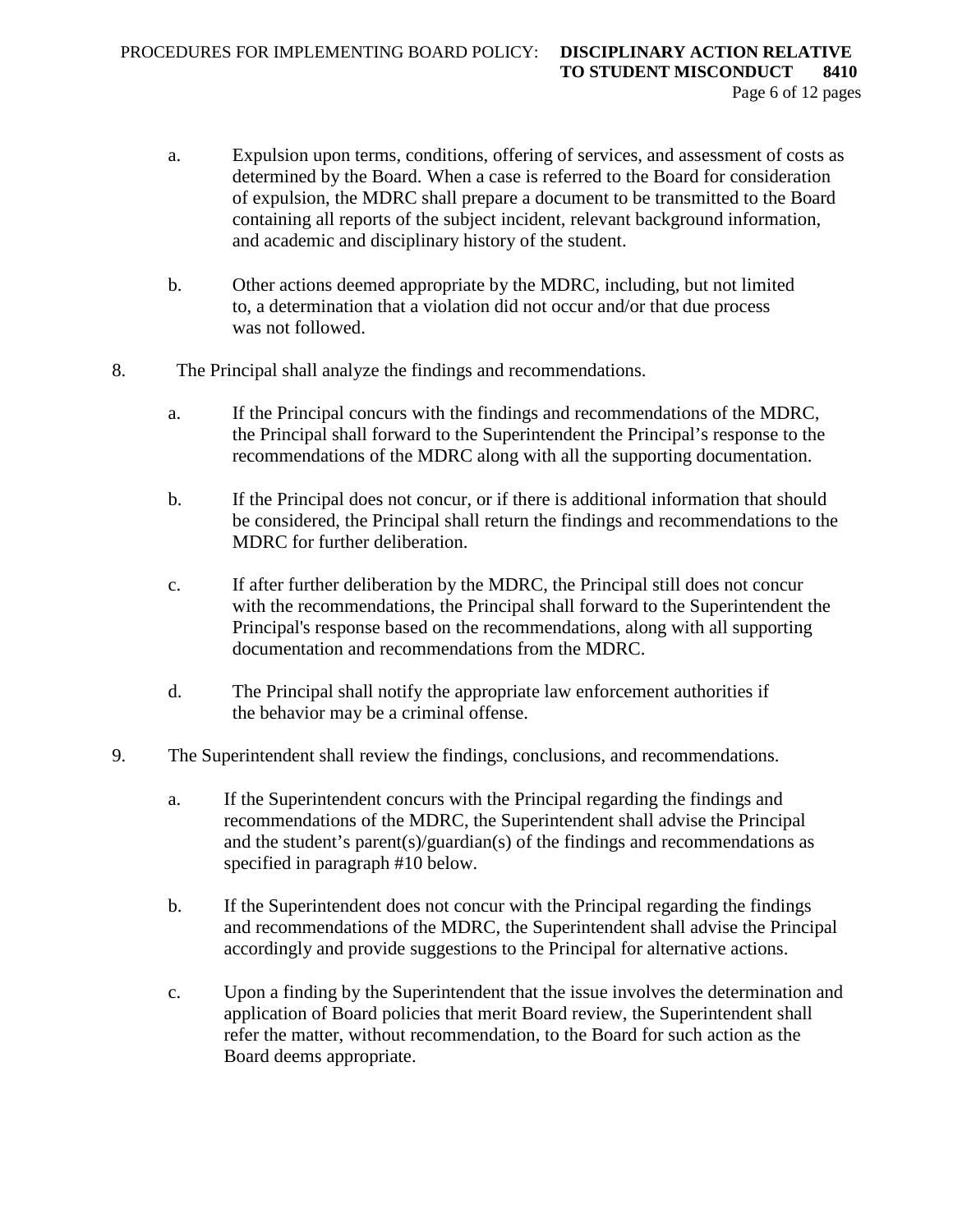a. Expulsion upon terms, conditions, offering of services, and assessment of costs as determined by the Board. When a case is referred to the Board for consideration of expulsion, the MDRC shall prepare a document to be transmitted to the Board containing all reports of the subject incident, relevant background information, and academic and disciplinary history of the student.

   b. Other actions deemed appropriate by the MDRC, including, but not limited to, a determination that a violation did not occur and/or that due process was not followed.

8. The Principal shall analyze the findings and recommendations.

   a. If the Principal concurs with the findings and recommendations of the MDRC, the Principal shall forward to the Superintendent the Principal's response to the recommendations of the MDRC along with all the supporting documentation.

   b. If the Principal does not concur, or if there is additional information that should be considered, the Principal shall return the findings and recommendations to the MDRC for further deliberation.

   c. If after further deliberation by the MDRC, the Principal still does not concur with the recommendations, the Principal shall forward to the Superintendent the Principal's response based on the recommendations, along with all supporting documentation and recommendations from the MDRC.

   d. The Principal shall notify the appropriate law enforcement authorities if the behavior may be a criminal offense.

9. The Superintendent shall review the findings, conclusions, and recommendations.

   a. If the Superintendent concurs with the Principal regarding the findings and recommendations of the MDRC, the Superintendent shall advise the Principal and the student's parent(s)/guardian(s) of the findings and recommendations as specified in paragraph #10 below.

   b. If the Superintendent does not concur with the Principal regarding the findings and recommendations of the MDRC, the Superintendent shall advise the Principal accordingly and provide suggestions to the Principal for alternative actions.

   c. Upon a finding by the Superintendent that the issue involves the determination and application of Board policies that merit Board review, the Superintendent shall refer the matter, without recommendation, to the Board for such action as the Board deems appropriate.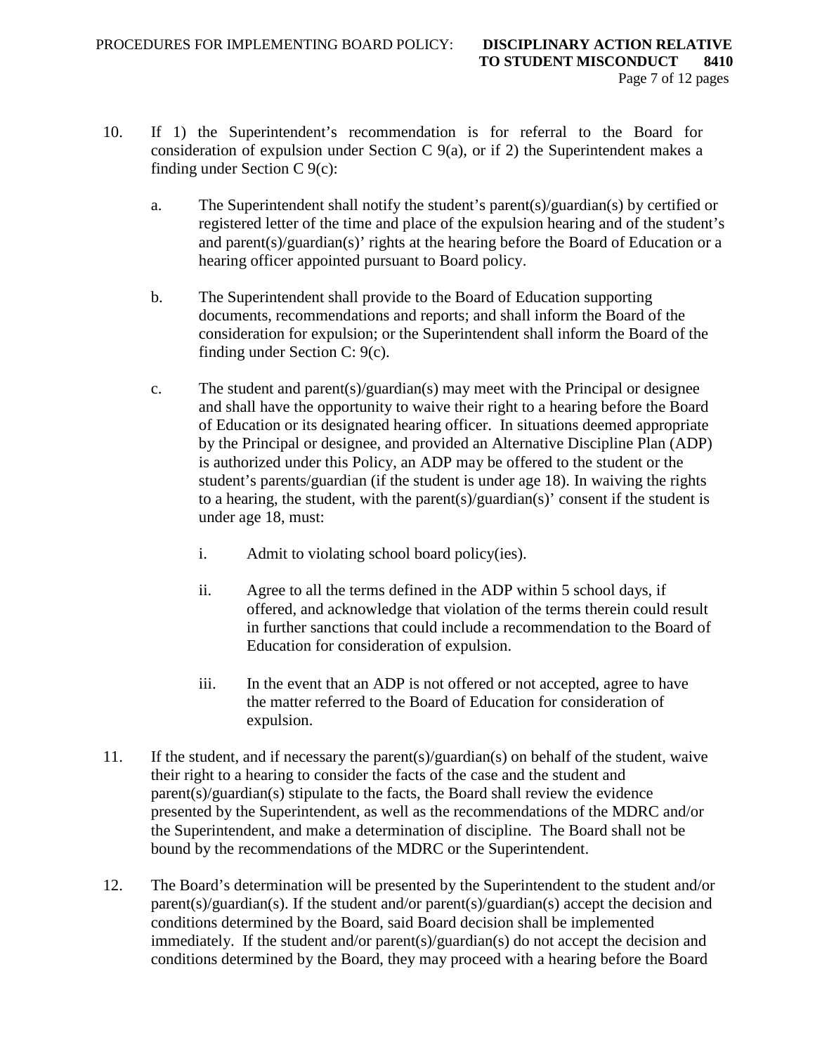10. If 1) the Superintendent's recommendation is for referral to the Board for consideration of expulsion under Section C 9(a), or if 2) the Superintendent makes a finding under Section C 9(c):

    a. The Superintendent shall notify the student's parent(s)/guardian(s) by certified or registered letter of the time and place of the expulsion hearing and of the student's and parent(s)/guardian(s)' rights at the hearing before the Board of Education or a hearing officer appointed pursuant to Board policy.

    b. The Superintendent shall provide to the Board of Education supporting documents, recommendations and reports; and shall inform the Board of the consideration for expulsion; or the Superintendent shall inform the Board of the finding under Section C: 9(c).

    c. The student and parent(s)/guardian(s) may meet with the Principal or designee and shall have the opportunity to waive their right to a hearing before the Board of Education or its designated hearing officer. In situations deemed appropriate by the Principal or designee, and provided an Alternative Discipline Plan (ADP) is authorized under this Policy, an ADP may be offered to the student or the student's parents/guardian (if the student is under age 18). In waiving the rights to a hearing, the student, with the parent(s)/guardian(s)' consent if the student is under age 18, must:

        i. Admit to violating school board policy(ies).

        ii. Agree to all the terms defined in the ADP within 5 school days, if offered, and acknowledge that violation of the terms therein could result in further sanctions that could include a recommendation to the Board of Education for consideration of expulsion.

        iii. In the event that an ADP is not offered or not accepted, agree to have the matter referred to the Board of Education for consideration of expulsion.

11. If the student, and if necessary the parent(s)/guardian(s) on behalf of the student, waive their right to a hearing to consider the facts of the case and the student and parent(s)/guardian(s) stipulate to the facts, the Board shall review the evidence presented by the Superintendent, as well as the recommendations of the MDRC and/or the Superintendent, and make a determination of discipline. The Board shall not be bound by the recommendations of the MDRC or the Superintendent.

12. The Board's determination will be presented by the Superintendent to the student and/or parent(s)/guardian(s). If the student and/or parent(s)/guardian(s) accept the decision and conditions determined by the Board, said Board decision shall be implemented immediately. If the student and/or parent(s)/guardian(s) do not accept the decision and conditions determined by the Board, they may proceed with a hearing before the Board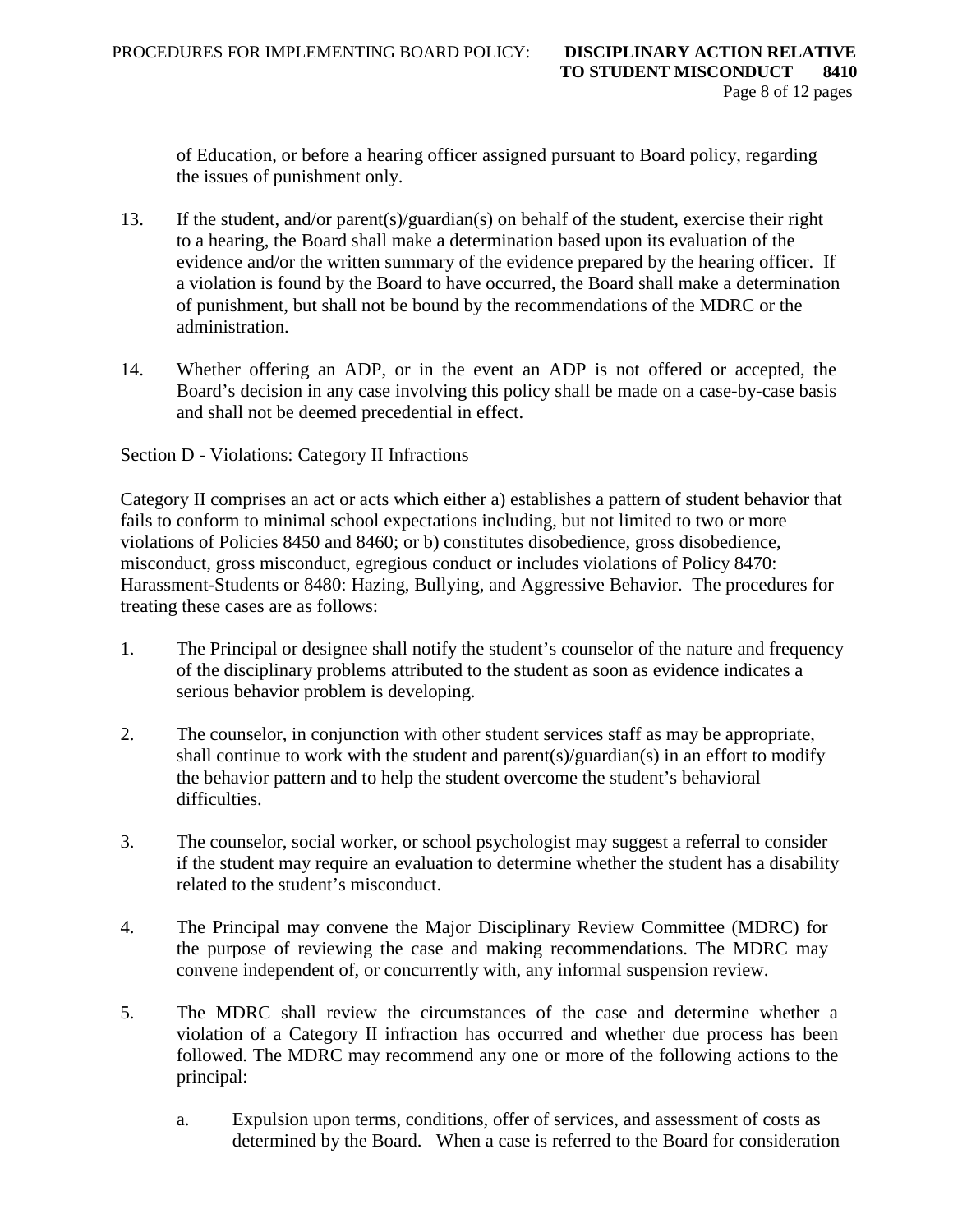of Education, or before a hearing officer assigned pursuant to Board policy, regarding the issues of punishment only.

13. If the student, and/or parent(s)/guardian(s) on behalf of the student, exercise their right to a hearing, the Board shall make a determination based upon its evaluation of the evidence and/or the written summary of the evidence prepared by the hearing officer. If a violation is found by the Board to have occurred, the Board shall make a determination of punishment, but shall not be bound by the recommendations of the MDRC or the administration.

14. Whether offering an ADP, or in the event an ADP is not offered or accepted, the Board's decision in any case involving this policy shall be made on a case-by-case basis and shall not be deemed precedential in effect.

Section D - Violations: Category II Infractions

Category II comprises an act or acts which either a) establishes a pattern of student behavior that fails to conform to minimal school expectations including, but not limited to two or more violations of Policies 8450 and 8460; or b) constitutes disobedience, gross disobedience, misconduct, gross misconduct, egregious conduct or includes violations of Policy 8470: Harassment-Students or 8480: Hazing, Bullying, and Aggressive Behavior. The procedures for treating these cases are as follows:

1. The Principal or designee shall notify the student's counselor of the nature and frequency of the disciplinary problems attributed to the student as soon as evidence indicates a serious behavior problem is developing.

2. The counselor, in conjunction with other student services staff as may be appropriate, shall continue to work with the student and parent(s)/guardian(s) in an effort to modify the behavior pattern and to help the student overcome the student's behavioral difficulties.

3. The counselor, social worker, or school psychologist may suggest a referral to consider if the student may require an evaluation to determine whether the student has a disability related to the student's misconduct.

4. The Principal may convene the Major Disciplinary Review Committee (MDRC) for the purpose of reviewing the case and making recommendations. The MDRC may convene independent of, or concurrently with, any informal suspension review.

5. The MDRC shall review the circumstances of the case and determine whether a violation of a Category II infraction has occurred and whether due process has been followed. The MDRC may recommend any one or more of the following actions to the principal:

    a. Expulsion upon terms, conditions, offer of services, and assessment of costs as determined by the Board. When a case is referred to the Board for consideration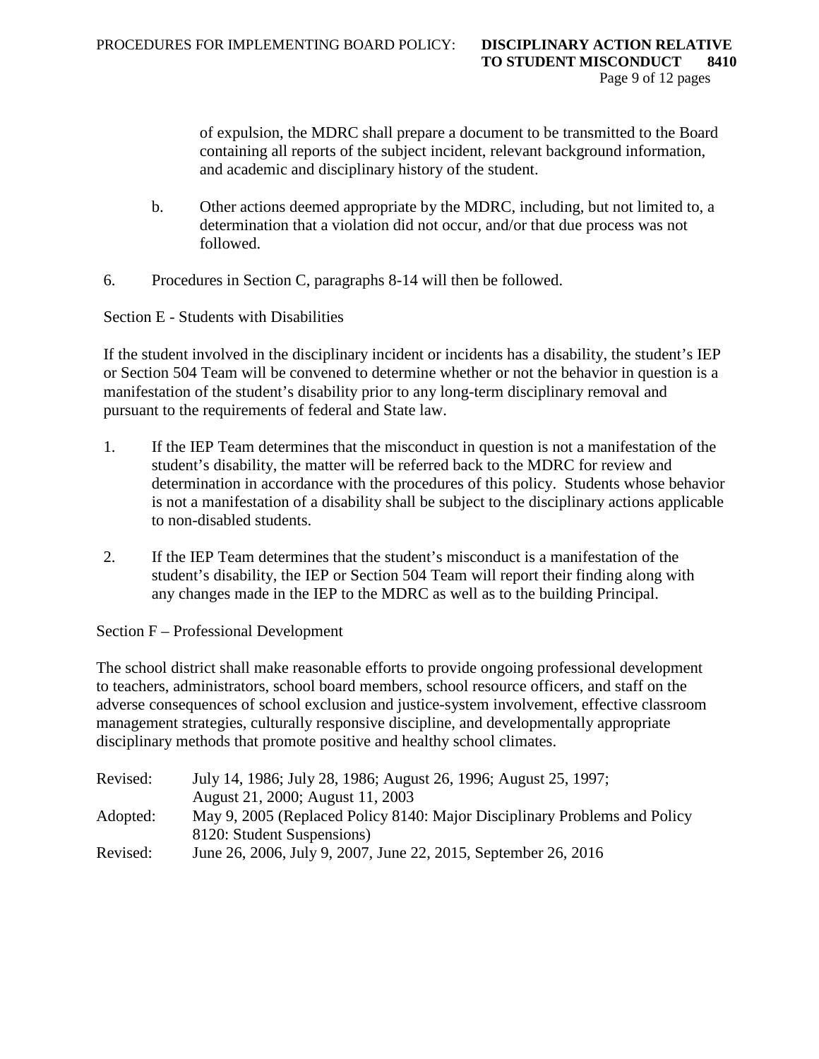of expulsion, the MDRC shall prepare a document to be transmitted to the Board containing all reports of the subject incident, relevant background information, and academic and disciplinary history of the student.

   b. Other actions deemed appropriate by the MDRC, including, but not limited to, a determination that a violation did not occur, and/or that due process was not followed.

6. Procedures in Section C, paragraphs 8-14 will then be followed.

Section E - Students with Disabilities

If the student involved in the disciplinary incident or incidents has a disability, the student's IEP or Section 504 Team will be convened to determine whether or not the behavior in question is a manifestation of the student's disability prior to any long-term disciplinary removal and pursuant to the requirements of federal and State law.

1. If the IEP Team determines that the misconduct in question is not a manifestation of the student's disability, the matter will be referred back to the MDRC for review and determination in accordance with the procedures of this policy. Students whose behavior is not a manifestation of a disability shall be subject to the disciplinary actions applicable to non-disabled students.

2. If the IEP Team determines that the student's misconduct is a manifestation of the student's disability, the IEP or Section 504 Team will report their finding along with any changes made in the IEP to the MDRC as well as to the building Principal.

Section F – Professional Development

The school district shall make reasonable efforts to provide ongoing professional development to teachers, administrators, school board members, school resource officers, and staff on the adverse consequences of school exclusion and justice-system involvement, effective classroom management strategies, culturally responsive discipline, and developmentally appropriate disciplinary methods that promote positive and healthy school climates.

| | |
|---|---|
| Revised: | July 14, 1986; July 28, 1986; August 26, 1996; August 25, 1997; August 21, 2000; August 11, 2003 |
| Adopted: | May 9, 2005 (Replaced Policy 8140: Major Disciplinary Problems and Policy 8120: Student Suspensions) |
| Revised: | June 26, 2006, July 9, 2007, June 22, 2015, September 26, 2016 |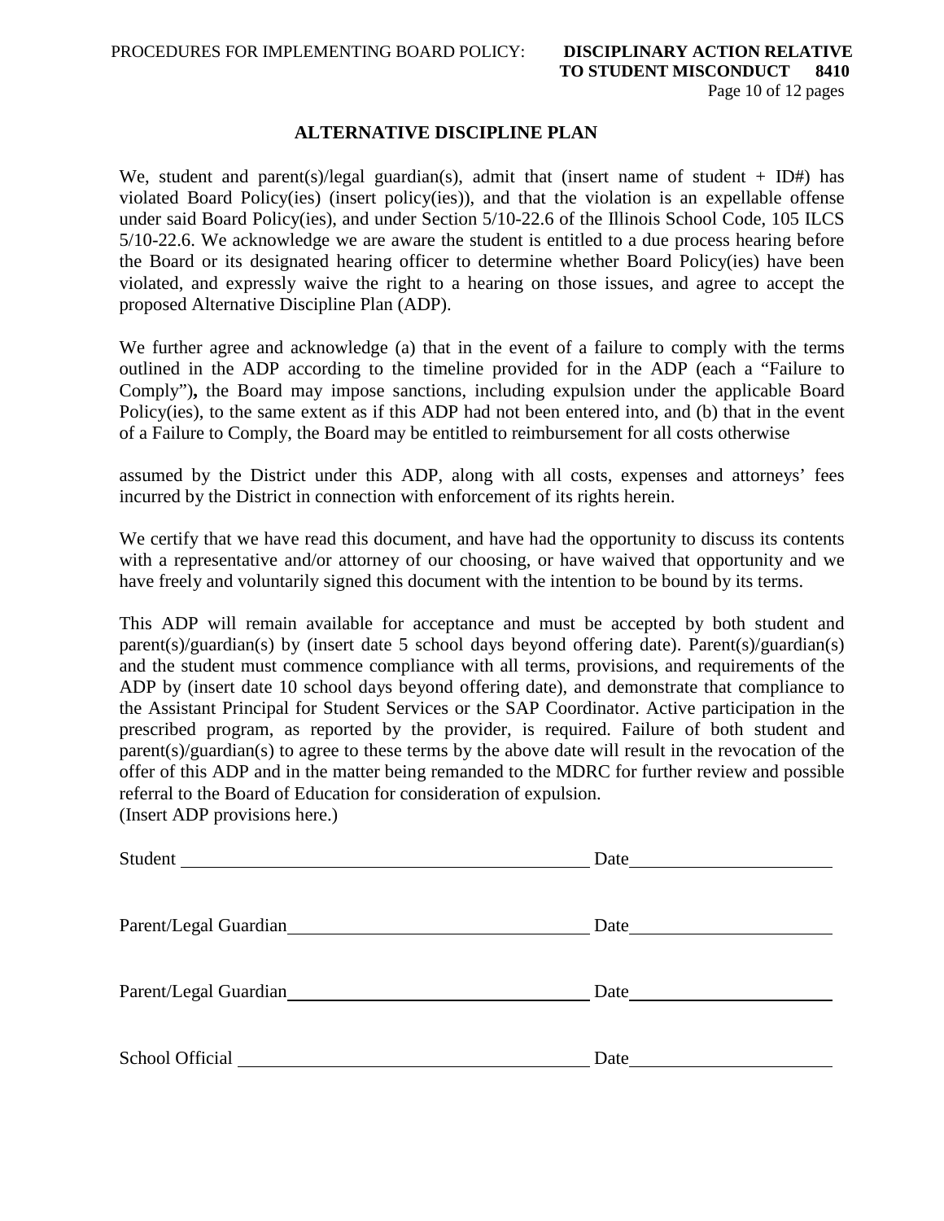## ALTERNATIVE DISCIPLINE PLAN

We, student and parent(s)/legal guardian(s), admit that (insert name of student + ID#) has violated Board Policy(ies) (insert policy(ies)), and that the violation is an expellable offense under said Board Policy(ies), and under Section 5/10-22.6 of the Illinois School Code, 105 ILCS 5/10-22.6. We acknowledge we are aware the student is entitled to a due process hearing before the Board or its designated hearing officer to determine whether Board Policy(ies) have been violated, and expressly waive the right to a hearing on those issues, and agree to accept the proposed Alternative Discipline Plan (ADP).

We further agree and acknowledge (a) that in the event of a failure to comply with the terms outlined in the ADP according to the timeline provided for in the ADP (each a "Failure to Comply"), the Board may impose sanctions, including expulsion under the applicable Board Policy(ies), to the same extent as if this ADP had not been entered into, and (b) that in the event of a Failure to Comply, the Board may be entitled to reimbursement for all costs otherwise assumed by the District under this ADP, along with all costs, expenses and attorneys' fees incurred by the District in connection with enforcement of its rights herein.

We certify that we have read this document, and have had the opportunity to discuss its contents with a representative and/or attorney of our choosing, or have waived that opportunity and we have freely and voluntarily signed this document with the intention to be bound by its terms.

This ADP will remain available for acceptance and must be accepted by both student and parent(s)/guardian(s) by (insert date 5 school days beyond offering date). Parent(s)/guardian(s) and the student must commence compliance with all terms, provisions, and requirements of the ADP by (insert date 10 school days beyond offering date), and demonstrate that compliance to the Assistant Principal for Student Services or the SAP Coordinator. Active participation in the prescribed program, as reported by the provider, is required. Failure of both student and parent(s)/guardian(s) to agree to these terms by the above date will result in the revocation of the offer of this ADP and in the matter being remanded to the MDRC for further review and possible referral to the Board of Education for consideration of expulsion.
(Insert ADP provisions here.)

Student ______________________________________ Date ____________________

Parent/Legal Guardian __________________________ Date ____________________

Parent/Legal Guardian __________________________ Date ____________________

School Official _________________________________ Date ____________________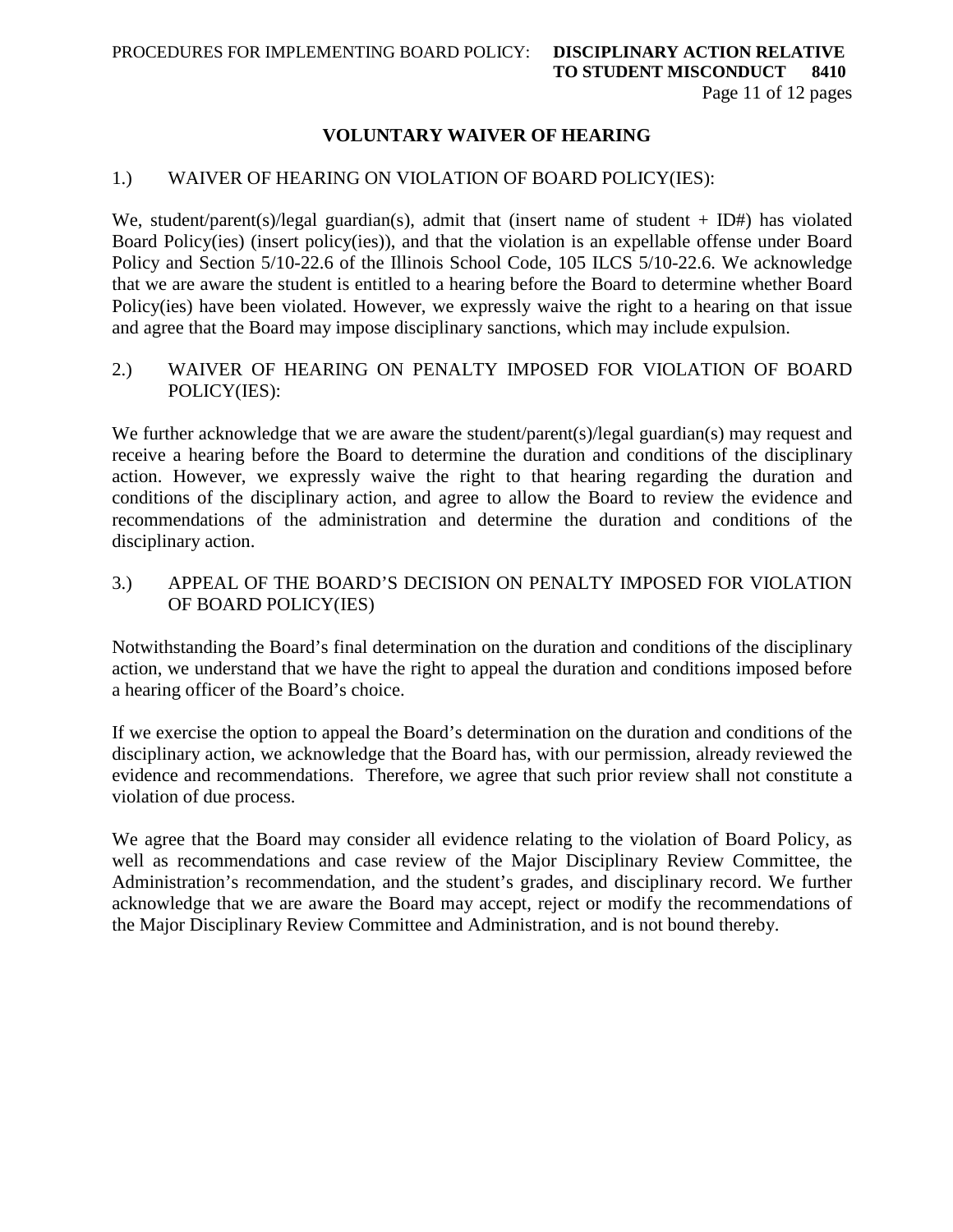## VOLUNTARY WAIVER OF HEARING

### 1.) WAIVER OF HEARING ON VIOLATION OF BOARD POLICY(IES):

We, student/parent(s)/legal guardian(s), admit that (insert name of student + ID#) has violated Board Policy(ies) (insert policy(ies)), and that the violation is an expellable offense under Board Policy and Section 5/10-22.6 of the Illinois School Code, 105 ILCS 5/10-22.6. We acknowledge that we are aware the student is entitled to a hearing before the Board to determine whether Board Policy(ies) have been violated. However, we expressly waive the right to a hearing on that issue and agree that the Board may impose disciplinary sanctions, which may include expulsion.

### 2.) WAIVER OF HEARING ON PENALTY IMPOSED FOR VIOLATION OF BOARD POLICY(IES):

We further acknowledge that we are aware the student/parent(s)/legal guardian(s) may request and receive a hearing before the Board to determine the duration and conditions of the disciplinary action. However, we expressly waive the right to that hearing regarding the duration and conditions of the disciplinary action, and agree to allow the Board to review the evidence and recommendations of the administration and determine the duration and conditions of the disciplinary action.

### 3.) APPEAL OF THE BOARD'S DECISION ON PENALTY IMPOSED FOR VIOLATION OF BOARD POLICY(IES)

Notwithstanding the Board's final determination on the duration and conditions of the disciplinary action, we understand that we have the right to appeal the duration and conditions imposed before a hearing officer of the Board's choice.

If we exercise the option to appeal the Board's determination on the duration and conditions of the disciplinary action, we acknowledge that the Board has, with our permission, already reviewed the evidence and recommendations. Therefore, we agree that such prior review shall not constitute a violation of due process.

We agree that the Board may consider all evidence relating to the violation of Board Policy, as well as recommendations and case review of the Major Disciplinary Review Committee, the Administration's recommendation, and the student's grades, and disciplinary record. We further acknowledge that we are aware the Board may accept, reject or modify the recommendations of the Major Disciplinary Review Committee and Administration, and is not bound thereby.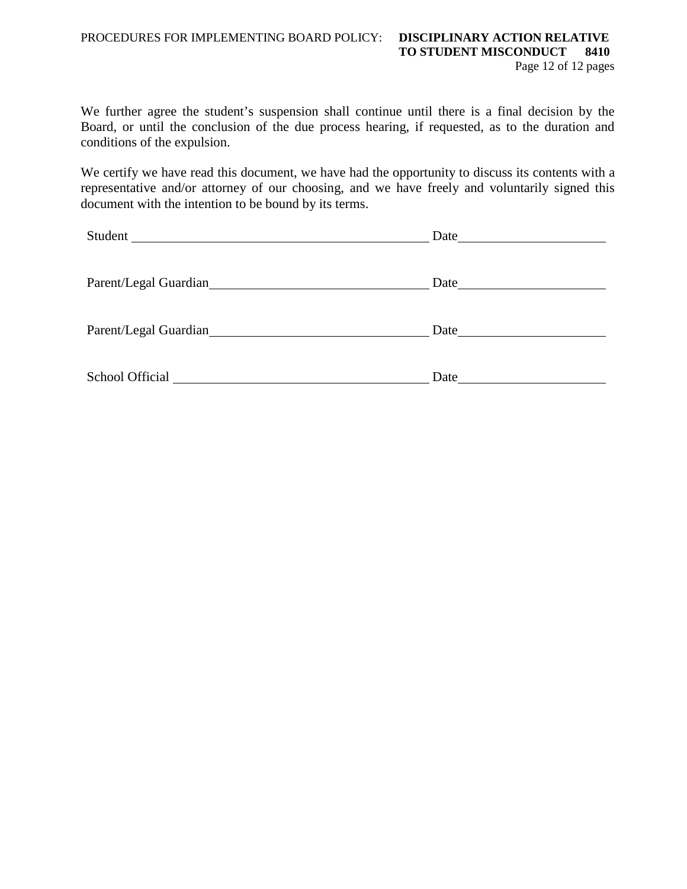We further agree the student's suspension shall continue until there is a final decision by the Board, or until the conclusion of the due process hearing, if requested, as to the duration and conditions of the expulsion.

We certify we have read this document, we have had the opportunity to discuss its contents with a representative and/or attorney of our choosing, and we have freely and voluntarily signed this document with the intention to be bound by its terms.

Student ____________________________________________ Date______________________

Parent/Legal Guardian__________________________________ Date______________________

Parent/Legal Guardian__________________________________ Date______________________

School Official ______________________________________ Date______________________